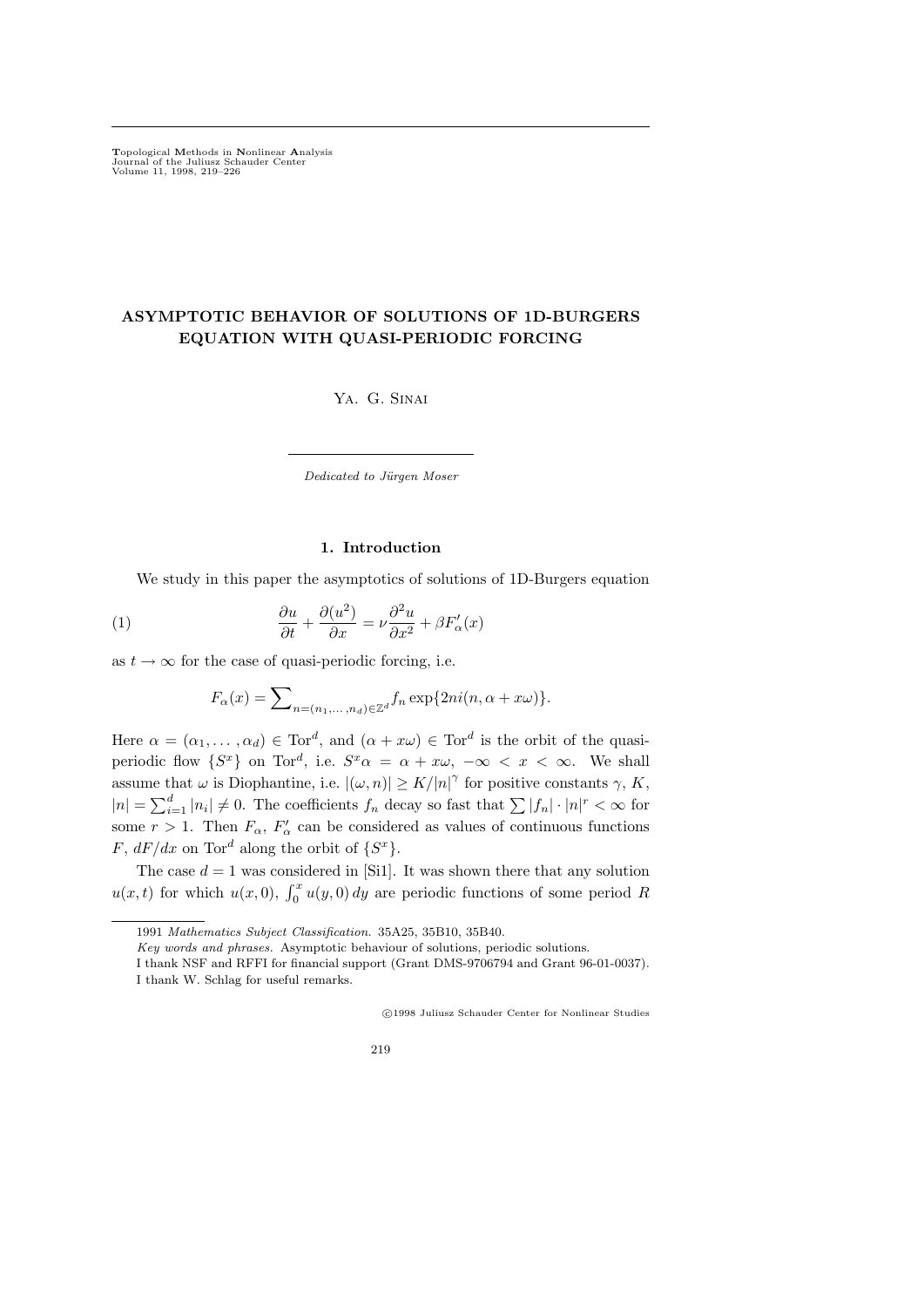# ASYMPTOTIC BEHAVIOR OF SOLUTIONS OF 1D-BURGERS EQUATION WITH QUASI-PERIODIC FORCING

Ya. G. Sinai

*Dedicated to Jürgen Moser*

## 1. Introduction

We study in this paper the asymptotics of solutions of 1D-Burgers equation

$$\frac{\partial u}{\partial t} + \frac{\partial (u^2)}{\partial x} = \nu \frac{\partial^2 u}{\partial x^2} + \beta F'_\alpha(x) \tag{1}$$

as $t \to \infty$ for the case of quasi-periodic forcing, i.e.

$$F_\alpha(x) = \sum\nolimits_{n=(n_1,\dots,n_d)\in\mathbb{Z}^d} f_n \exp\{2ni(n, \alpha + x\omega)\}.$$

Here $\alpha = (\alpha_1, \dots, \alpha_d) \in \mathrm{Tor}^d$, and $(\alpha + x\omega) \in \mathrm{Tor}^d$ is the orbit of the quasi-periodic flow $\{S^x\}$ on $\mathrm{Tor}^d$, i.e. $S^x\alpha = \alpha + x\omega$, $-\infty < x < \infty$. We shall assume that $\omega$ is Diophantine, i.e. $|(\omega, n)| \geq K/|n|^\gamma$ for positive constants $\gamma$, $K$, $|n| = \sum_{i=1}^d |n_i| \neq 0$. The coefficients $f_n$ decay so fast that $\sum |f_n| \cdot |n|^r < \infty$ for some $r > 1$. Then $F_\alpha$, $F'_\alpha$ can be considered as values of continuous functions $F$, $dF/dx$ on $\mathrm{Tor}^d$ along the orbit of $\{S^x\}$.

The case $d = 1$ was considered in [Si1]. It was shown there that any solution $u(x, t)$ for which $u(x, 0)$, $\int_0^x u(y, 0)\, dy$ are periodic functions of some period $R$

---

1991 *Mathematics Subject Classification.* 35A25, 35B10, 35B40.

*Key words and phrases.* Asymptotic behaviour of solutions, periodic solutions.

I thank NSF and RFFI for financial support (Grant DMS-9706794 and Grant 96-01-0037).

I thank W. Schlag for useful remarks.

©1998 Juliusz Schauder Center for Nonlinear Studies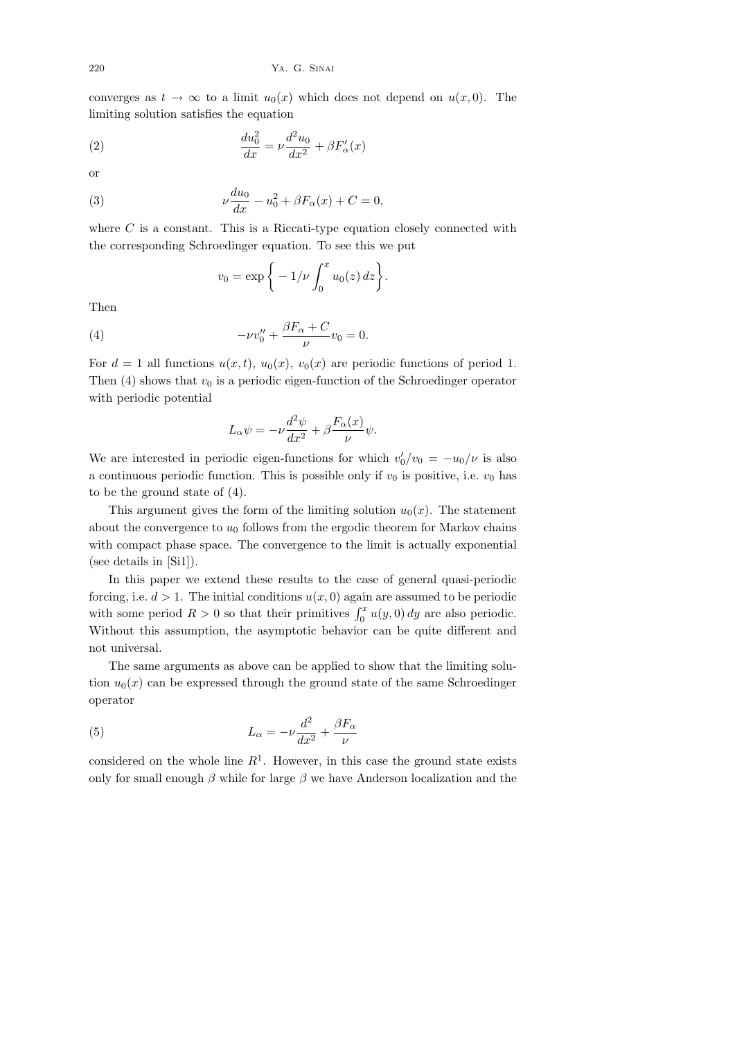converges as $t \to \infty$ to a limit $u_0(x)$ which does not depend on $u(x, 0)$. The limiting solution satisfies the equation

$$\frac{du_0^2}{dx} = \nu \frac{d^2 u_0}{dx^2} + \beta F'_\alpha(x) \tag{2}$$

or

$$\nu \frac{du_0}{dx} - u_0^2 + \beta F_\alpha(x) + C = 0, \tag{3}$$

where $C$ is a constant. This is a Riccati-type equation closely connected with the corresponding Schroedinger equation. To see this we put

$$v_0 = \exp\left\{ -1/\nu \int_0^x u_0(z)\, dz \right\}.$$

Then

$$-\nu v_0'' + \frac{\beta F_\alpha + C}{\nu} v_0 = 0. \tag{4}$$

For $d = 1$ all functions $u(x, t)$, $u_0(x)$, $v_0(x)$ are periodic functions of period 1. Then (4) shows that $v_0$ is a periodic eigen-function of the Schroedinger operator with periodic potential

$$L_\alpha \psi = -\nu \frac{d^2 \psi}{dx^2} + \beta \frac{F_\alpha(x)}{\nu} \psi.$$

We are interested in periodic eigen-functions for which $v_0'/v_0 = -u_0/\nu$ is also a continuous periodic function. This is possible only if $v_0$ is positive, i.e. $v_0$ has to be the ground state of (4).

This argument gives the form of the limiting solution $u_0(x)$. The statement about the convergence to $u_0$ follows from the ergodic theorem for Markov chains with compact phase space. The convergence to the limit is actually exponential (see details in [Si1]).

In this paper we extend these results to the case of general quasi-periodic forcing, i.e. $d > 1$. The initial conditions $u(x, 0)$ again are assumed to be periodic with some period $R > 0$ so that their primitives $\int_0^x u(y, 0)\, dy$ are also periodic. Without this assumption, the asymptotic behavior can be quite different and not universal.

The same arguments as above can be applied to show that the limiting solution $u_0(x)$ can be expressed through the ground state of the same Schroedinger operator

$$L_\alpha = -\nu \frac{d^2}{dx^2} + \frac{\beta F_\alpha}{\nu} \tag{5}$$

considered on the whole line $R^1$. However, in this case the ground state exists only for small enough $\beta$ while for large $\beta$ we have Anderson localization and the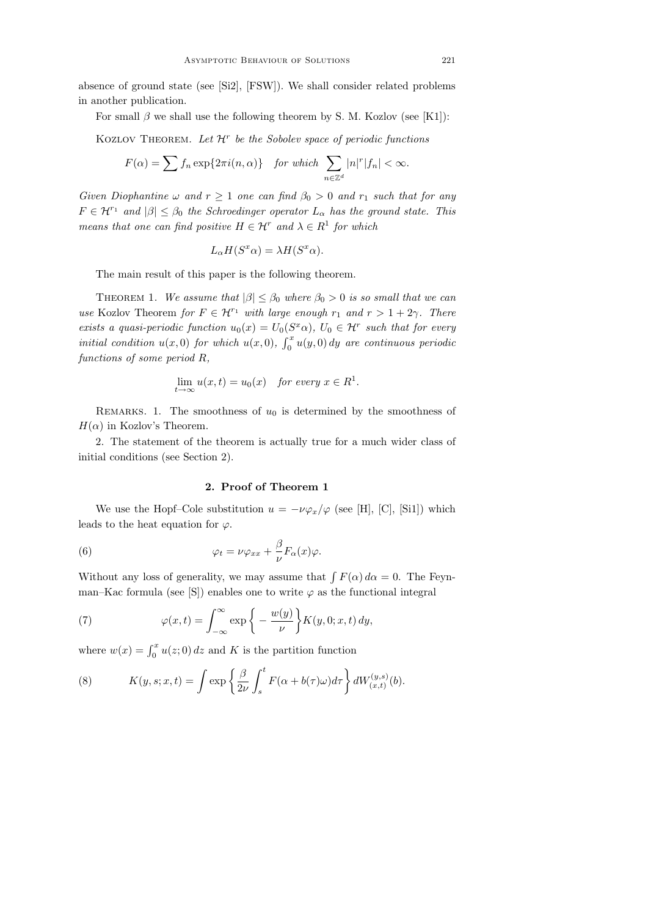absence of ground state (see [Si2], [FSW]). We shall consider related problems in another publication.

For small $\beta$ we shall use the following theorem by S. M. Kozlov (see [K1]):

Kozlov Theorem. *Let $\mathcal{H}^r$ be the Sobolev space of periodic functions*

$$F(\alpha) = \sum f_n \exp\{2\pi i(n,\alpha)\} \quad \text{for which } \sum_{n\in\mathbb{Z}^d} |n|^r |f_n| < \infty.$$

*Given Diophantine $\omega$ and $r \geq 1$ one can find $\beta_0 > 0$ and $r_1$ such that for any $F \in \mathcal{H}^{r_1}$ and $|\beta| \leq \beta_0$ the Schroedinger operator $L_\alpha$ has the ground state. This means that one can find positive $H \in \mathcal{H}^r$ and $\lambda \in R^1$ for which*

$$L_\alpha H(S^x\alpha) = \lambda H(S^x\alpha).$$

The main result of this paper is the following theorem.

Theorem 1. *We assume that $|\beta| \leq \beta_0$ where $\beta_0 > 0$ is so small that we can use* Kozlov Theorem *for $F \in \mathcal{H}^{r_1}$ with large enough $r_1$ and $r > 1 + 2\gamma$. There exists a quasi-periodic function $u_0(x) = U_0(S^x\alpha)$, $U_0 \in \mathcal{H}^r$ such that for every initial condition $u(x,0)$ for which $u(x,0)$, $\int_0^x u(y,0)\,dy$ are continuous periodic functions of some period $R$,*

$$\lim_{t\to\infty} u(x,t) = u_0(x) \quad \text{for every } x \in R^1.$$

Remarks. 1. The smoothness of $u_0$ is determined by the smoothness of $H(\alpha)$ in Kozlov's Theorem.

2. The statement of the theorem is actually true for a much wider class of initial conditions (see Section 2).

## 2. Proof of Theorem 1

We use the Hopf–Cole substitution $u = -\nu\varphi_x/\varphi$ (see [H], [C], [Si1]) which leads to the heat equation for $\varphi$.

$$\varphi_t = \nu\varphi_{xx} + \frac{\beta}{\nu}F_\alpha(x)\varphi. \tag{6}$$

Without any loss of generality, we may assume that $\int F(\alpha)\,d\alpha = 0$. The Feynman–Kac formula (see [S]) enables one to write $\varphi$ as the functional integral

$$\varphi(x,t) = \int_{-\infty}^{\infty} \exp\bigg\{-\frac{w(y)}{\nu}\bigg\} K(y,0;x,t)\,dy, \tag{7}$$

where $w(x) = \int_0^x u(z;0)\,dz$ and $K$ is the partition function

$$K(y,s;x,t) = \int \exp\bigg\{\frac{\beta}{2\nu}\int_s^t F(\alpha + b(\tau)\omega)d\tau\bigg\}\,dW_{(x,t)}^{(y,s)}(b). \tag{8}$$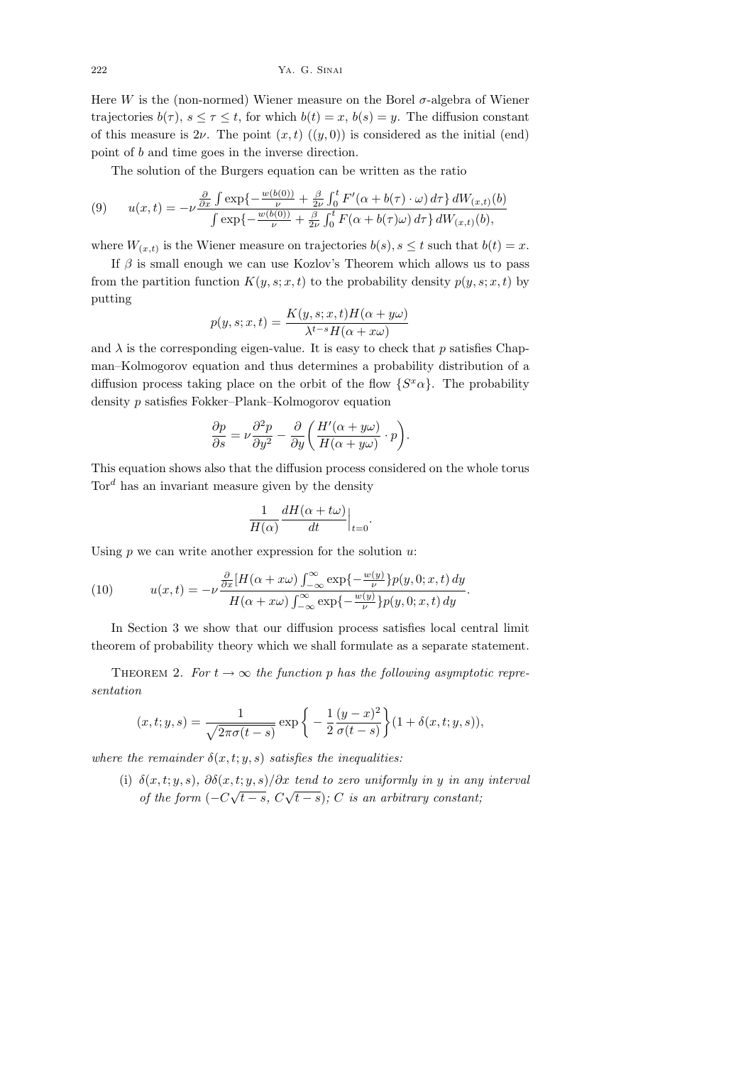Here $W$ is the (non-normed) Wiener measure on the Borel $\sigma$-algebra of Wiener trajectories $b(\tau)$, $s \le \tau \le t$, for which $b(t) = x$, $b(s) = y$. The diffusion constant of this measure is $2\nu$. The point $(x, t)$ $((y, 0))$ is considered as the initial (end) point of $b$ and time goes in the inverse direction.

The solution of the Burgers equation can be written as the ratio

$$u(x,t) = -\nu \frac{\frac{\partial}{\partial x} \int \exp\{-\frac{w(b(0))}{\nu} + \frac{\beta}{2\nu}\int_0^t F'(\alpha + b(\tau)\cdot\omega)\,d\tau\}\,dW_{(x,t)}(b)}{\int \exp\{-\frac{w(b(0))}{\nu} + \frac{\beta}{2\nu}\int_0^t F(\alpha + b(\tau)\omega)\,d\tau\}\,dW_{(x,t)}(b),} \tag{9}$$

where $W_{(x,t)}$ is the Wiener measure on trajectories $b(s), s \le t$ such that $b(t) = x$.

If $\beta$ is small enough we can use Kozlov's Theorem which allows us to pass from the partition function $K(y, s; x, t)$ to the probability density $p(y, s; x, t)$ by putting

$$p(y,s;x,t) = \frac{K(y,s;x,t)H(\alpha + y\omega)}{\lambda^{t-s}H(\alpha + x\omega)}$$

and $\lambda$ is the corresponding eigen-value. It is easy to check that $p$ satisfies Chapman–Kolmogorov equation and thus determines a probability distribution of a diffusion process taking place on the orbit of the flow $\{S^x\alpha\}$. The probability density $p$ satisfies Fokker–Plank–Kolmogorov equation

$$\frac{\partial p}{\partial s} = \nu \frac{\partial^2 p}{\partial y^2} - \frac{\partial}{\partial y}\left(\frac{H'(\alpha + y\omega)}{H(\alpha + y\omega)} \cdot p\right).$$

This equation shows also that the diffusion process considered on the whole torus $\mathrm{Tor}^d$ has an invariant measure given by the density

$$\frac{1}{H(\alpha)} \frac{dH(\alpha + t\omega)}{dt}\Big|_{t=0}.$$

Using $p$ we can write another expression for the solution $u$:

$$u(x,t) = -\nu \frac{\frac{\partial}{\partial x}[H(\alpha + x\omega)\int_{-\infty}^{\infty} \exp\{-\frac{w(y)}{\nu}\}p(y,0;x,t)\,dy}{H(\alpha + x\omega)\int_{-\infty}^{\infty} \exp\{-\frac{w(y)}{\nu}\}p(y,0;x,t)\,dy}. \tag{10}$$

In Section 3 we show that our diffusion process satisfies local central limit theorem of probability theory which we shall formulate as a separate statement.

Theorem 2. *For $t \to \infty$ the function $p$ has the following asymptotic representation*

$$(x,t;y,s) = \frac{1}{\sqrt{2\pi\sigma(t-s)}} \exp\left\{-\frac{1}{2}\frac{(y-x)^2}{\sigma(t-s)}\right\}(1 + \delta(x,t;y,s)),$$

*where the remainder $\delta(x, t; y, s)$ satisfies the inequalities:*

(i) *$\delta(x, t; y, s)$, $\partial\delta(x, t; y, s)/\partial x$ tend to zero uniformly in $y$ in any interval of the form $(-C\sqrt{t-s},\ C\sqrt{t-s})$; $C$ is an arbitrary constant;*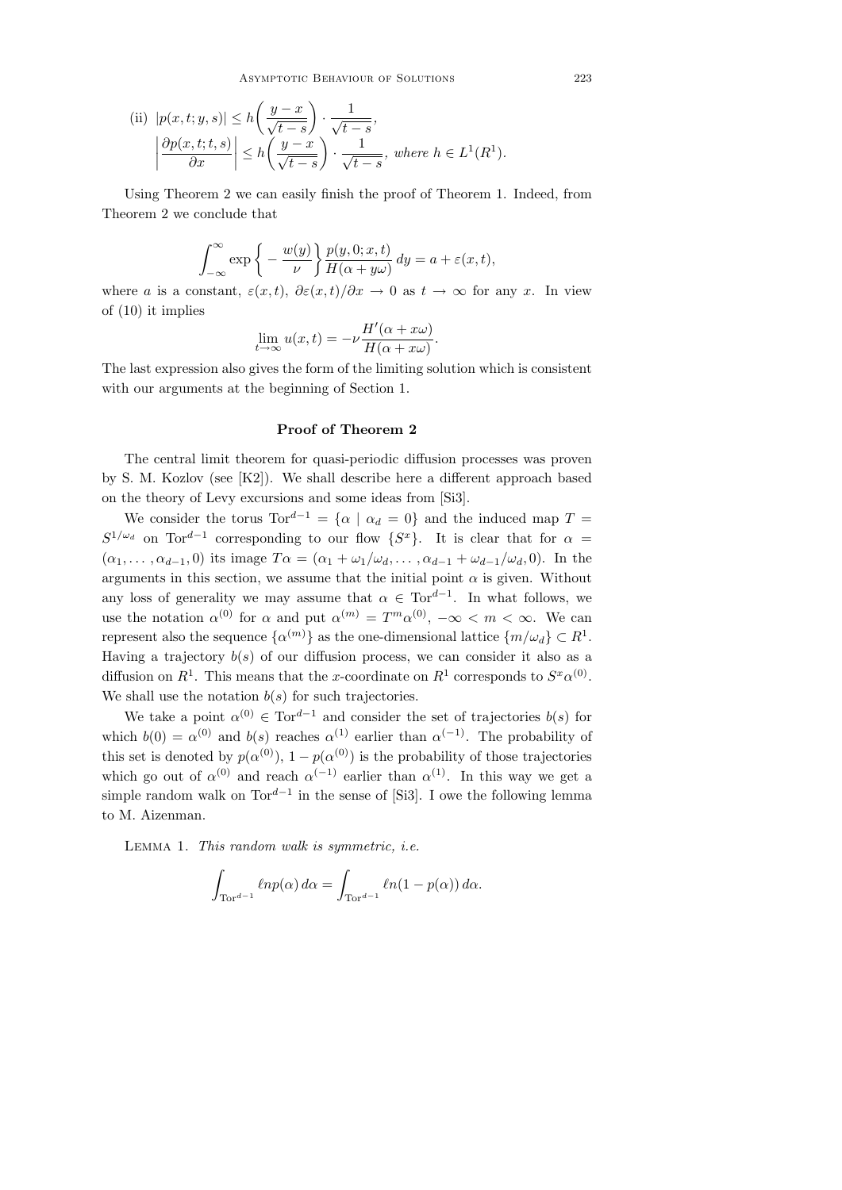(ii) $|p(x,t;y,s)| \le h\left(\frac{y-x}{\sqrt{t-s}}\right) \cdot \frac{1}{\sqrt{t-s}}$,

$\left|\frac{\partial p(x,t;t,s)}{\partial x}\right| \le h\left(\frac{y-x}{\sqrt{t-s}}\right) \cdot \frac{1}{\sqrt{t-s}}$, *where* $h \in L^1(R^1)$.

Using Theorem 2 we can easily finish the proof of Theorem 1. Indeed, from Theorem 2 we conclude that

$$\int_{-\infty}^{\infty} \exp\left\{-\frac{w(y)}{\nu}\right\} \frac{p(y,0;x,t)}{H(\alpha+y\omega)}\,dy = a + \varepsilon(x,t),$$

where $a$ is a constant, $\varepsilon(x,t)$, $\partial\varepsilon(x,t)/\partial x \to 0$ as $t \to \infty$ for any $x$. In view of (10) it implies

$$\lim_{t\to\infty} u(x,t) = -\nu \frac{H'(\alpha+x\omega)}{H(\alpha+x\omega)}.$$

The last expression also gives the form of the limiting solution which is consistent with our arguments at the beginning of Section 1.

## Proof of Theorem 2

The central limit theorem for quasi-periodic diffusion processes was proven by S. M. Kozlov (see [K2]). We shall describe here a different approach based on the theory of Levy excursions and some ideas from [Si3].

We consider the torus $\mathrm{Tor}^{d-1} = \{\alpha \mid \alpha_d = 0\}$ and the induced map $T = S^{1/\omega_d}$ on $\mathrm{Tor}^{d-1}$ corresponding to our flow $\{S^x\}$. It is clear that for $\alpha = (\alpha_1, \ldots, \alpha_{d-1}, 0)$ its image $T\alpha = (\alpha_1 + \omega_1/\omega_d, \ldots, \alpha_{d-1} + \omega_{d-1}/\omega_d, 0)$. In the arguments in this section, we assume that the initial point $\alpha$ is given. Without any loss of generality we may assume that $\alpha \in \mathrm{Tor}^{d-1}$. In what follows, we use the notation $\alpha^{(0)}$ for $\alpha$ and put $\alpha^{(m)} = T^m\alpha^{(0)}$, $-\infty < m < \infty$. We can represent also the sequence $\{\alpha^{(m)}\}$ as the one-dimensional lattice $\{m/\omega_d\} \subset R^1$. Having a trajectory $b(s)$ of our diffusion process, we can consider it also as a diffusion on $R^1$. This means that the $x$-coordinate on $R^1$ corresponds to $S^x\alpha^{(0)}$. We shall use the notation $b(s)$ for such trajectories.

We take a point $\alpha^{(0)} \in \mathrm{Tor}^{d-1}$ and consider the set of trajectories $b(s)$ for which $b(0) = \alpha^{(0)}$ and $b(s)$ reaches $\alpha^{(1)}$ earlier than $\alpha^{(-1)}$. The probability of this set is denoted by $p(\alpha^{(0)})$, $1 - p(\alpha^{(0)})$ is the probability of those trajectories which go out of $\alpha^{(0)}$ and reach $\alpha^{(-1)}$ earlier than $\alpha^{(1)}$. In this way we get a simple random walk on $\mathrm{Tor}^{d-1}$ in the sense of [Si3]. I owe the following lemma to M. Aizenman.

Lemma 1. *This random walk is symmetric, i.e.*

$$\int_{\mathrm{Tor}^{d-1}} \ell n p(\alpha)\,d\alpha = \int_{\mathrm{Tor}^{d-1}} \ell n(1-p(\alpha))\,d\alpha.$$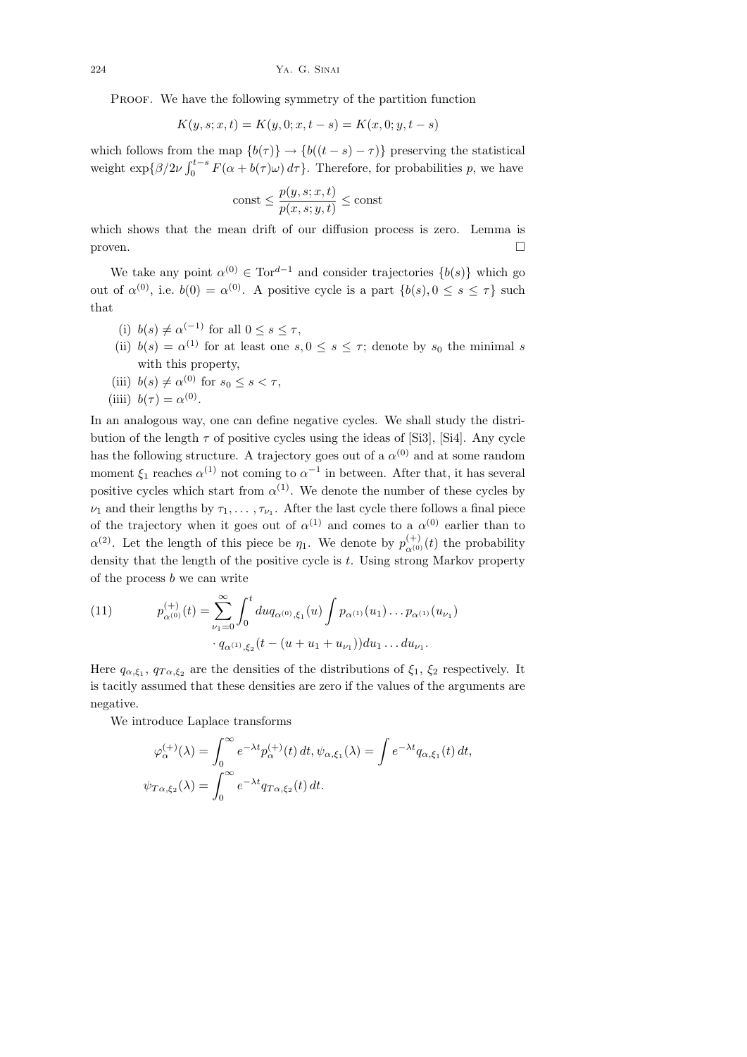Proof. We have the following symmetry of the partition function

$$K(y,s;x,t) = K(y,0;x,t-s) = K(x,0;y,t-s)$$

which follows from the map $\{b(\tau)\} \to \{b((t-s)-\tau)\}$ preserving the statistical weight $\exp\{\beta/2\nu \int_0^{t-s} F(\alpha + b(\tau)\omega)\, d\tau\}$. Therefore, for probabilities $p$, we have

$$\text{const} \le \frac{p(y,s;x,t)}{p(x,s;y,t)} \le \text{const}$$

which shows that the mean drift of our diffusion process is zero. Lemma is proven. □

We take any point $\alpha^{(0)} \in \mathrm{Tor}^{d-1}$ and consider trajectories $\{b(s)\}$ which go out of $\alpha^{(0)}$, i.e. $b(0) = \alpha^{(0)}$. A positive cycle is a part $\{b(s), 0 \le s \le \tau\}$ such that

(i) $b(s) \ne \alpha^{(-1)}$ for all $0 \le s \le \tau$,

(ii) $b(s) = \alpha^{(1)}$ for at least one $s, 0 \le s \le \tau$; denote by $s_0$ the minimal $s$ with this property,

(iii) $b(s) \ne \alpha^{(0)}$ for $s_0 \le s < \tau$,

(iiii) $b(\tau) = \alpha^{(0)}$.

In an analogous way, one can define negative cycles. We shall study the distribution of the length $\tau$ of positive cycles using the ideas of [Si3], [Si4]. Any cycle has the following structure. A trajectory goes out of a $\alpha^{(0)}$ and at some random moment $\xi_1$ reaches $\alpha^{(1)}$ not coming to $\alpha^{-1}$ in between. After that, it has several positive cycles which start from $\alpha^{(1)}$. We denote the number of these cycles by $\nu_1$ and their lengths by $\tau_1, \dots, \tau_{\nu_1}$. After the last cycle there follows a final piece of the trajectory when it goes out of $\alpha^{(1)}$ and comes to a $\alpha^{(0)}$ earlier than to $\alpha^{(2)}$. Let the length of this piece be $\eta_1$. We denote by $p^{(+)}_{\alpha^{(0)}}(t)$ the probability density that the length of the positive cycle is $t$. Using strong Markov property of the process $b$ we can write

$$p^{(+)}_{\alpha^{(0)}}(t) = \sum_{\nu_1=0}^{\infty} \int_0^t du\, q_{\alpha^{(0)},\xi_1}(u) \int p_{\alpha^{(1)}}(u_1) \dots p_{\alpha^{(1)}}(u_{\nu_1}) \cdot q_{\alpha^{(1)},\xi_2}(t - (u + u_1 + u_{\nu_1})) du_1 \dots du_{\nu_1}. \tag{11}$$

Here $q_{\alpha,\xi_1}$, $q_{T\alpha,\xi_2}$ are the densities of the distributions of $\xi_1$, $\xi_2$ respectively. It is tacitly assumed that these densities are zero if the values of the arguments are negative.

We introduce Laplace transforms

$$\varphi^{(+)}_{\alpha}(\lambda) = \int_0^\infty e^{-\lambda t} p^{(+)}_{\alpha}(t)\, dt, \psi_{\alpha,\xi_1}(\lambda) = \int e^{-\lambda t} q_{\alpha,\xi_1}(t)\, dt,$$

$$\psi_{T\alpha,\xi_2}(\lambda) = \int_0^\infty e^{-\lambda t} q_{T\alpha,\xi_2}(t)\, dt.$$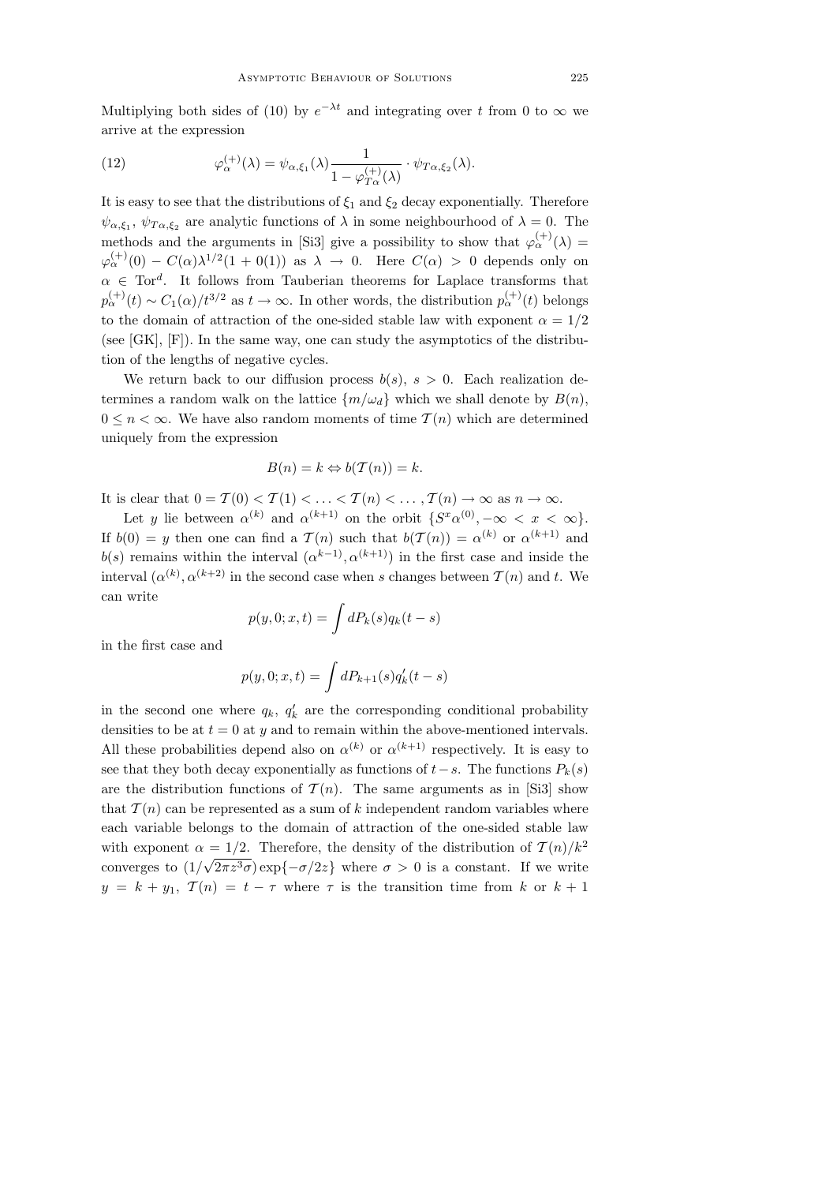Multiplying both sides of (10) by $e^{-\lambda t}$ and integrating over $t$ from 0 to $\infty$ we arrive at the expression

$$\varphi_\alpha^{(+)}(\lambda) = \psi_{\alpha,\xi_1}(\lambda) \frac{1}{1-\varphi_{T\alpha}^{(+)}(\lambda)} \cdot \psi_{T\alpha,\xi_2}(\lambda). \tag{12}$$

It is easy to see that the distributions of $\xi_1$ and $\xi_2$ decay exponentially. Therefore $\psi_{\alpha,\xi_1}$, $\psi_{T\alpha,\xi_2}$ are analytic functions of $\lambda$ in some neighbourhood of $\lambda = 0$. The methods and the arguments in [Si3] give a possibility to show that $\varphi_\alpha^{(+)}(\lambda) = \varphi_\alpha^{(+)}(0) - C(\alpha)\lambda^{1/2}(1+0(1))$ as $\lambda \to 0$. Here $C(\alpha) > 0$ depends only on $\alpha \in \mathrm{Tor}^d$. It follows from Tauberian theorems for Laplace transforms that $p_\alpha^{(+)}(t) \sim C_1(\alpha)/t^{3/2}$ as $t \to \infty$. In other words, the distribution $p_\alpha^{(+)}(t)$ belongs to the domain of attraction of the one-sided stable law with exponent $\alpha = 1/2$ (see [GK], [F]). In the same way, one can study the asymptotics of the distribution of the lengths of negative cycles.

We return back to our diffusion process $b(s)$, $s > 0$. Each realization determines a random walk on the lattice $\{m/\omega_d\}$ which we shall denote by $B(n)$, $0 \le n < \infty$. We have also random moments of time $\mathcal{T}(n)$ which are determined uniquely from the expression

$$B(n) = k \Leftrightarrow b(\mathcal{T}(n)) = k.$$

It is clear that $0 = \mathcal{T}(0) < \mathcal{T}(1) < \ldots < \mathcal{T}(n) < \ldots, \mathcal{T}(n) \to \infty$ as $n \to \infty$.

Let $y$ lie between $\alpha^{(k)}$ and $\alpha^{(k+1)}$ on the orbit $\{S^x\alpha^{(0)}, -\infty < x < \infty\}$. If $b(0) = y$ then one can find a $\mathcal{T}(n)$ such that $b(\mathcal{T}(n)) = \alpha^{(k)}$ or $\alpha^{(k+1)}$ and $b(s)$ remains within the interval $(\alpha^{k-1)}, \alpha^{(k+1)})$ in the first case and inside the interval $(\alpha^{(k)}, \alpha^{(k+2)})$ in the second case when $s$ changes between $\mathcal{T}(n)$ and $t$. We can write

$$p(y,0;x,t) = \int dP_k(s) q_k(t-s)$$

in the first case and

$$p(y,0;x,t) = \int dP_{k+1}(s) q'_k(t-s)$$

in the second one where $q_k$, $q'_k$ are the corresponding conditional probability densities to be at $t = 0$ at $y$ and to remain within the above-mentioned intervals. All these probabilities depend also on $\alpha^{(k)}$ or $\alpha^{(k+1)}$ respectively. It is easy to see that they both decay exponentially as functions of $t-s$. The functions $P_k(s)$ are the distribution functions of $\mathcal{T}(n)$. The same arguments as in [Si3] show that $\mathcal{T}(n)$ can be represented as a sum of $k$ independent random variables where each variable belongs to the domain of attraction of the one-sided stable law with exponent $\alpha = 1/2$. Therefore, the density of the distribution of $\mathcal{T}(n)/k^2$ converges to $(1/\sqrt{2\pi z^3\sigma})\exp\{-\sigma/2z\}$ where $\sigma > 0$ is a constant. If we write $y = k + y_1$, $\mathcal{T}(n) = t - \tau$ where $\tau$ is the transition time from $k$ or $k+1$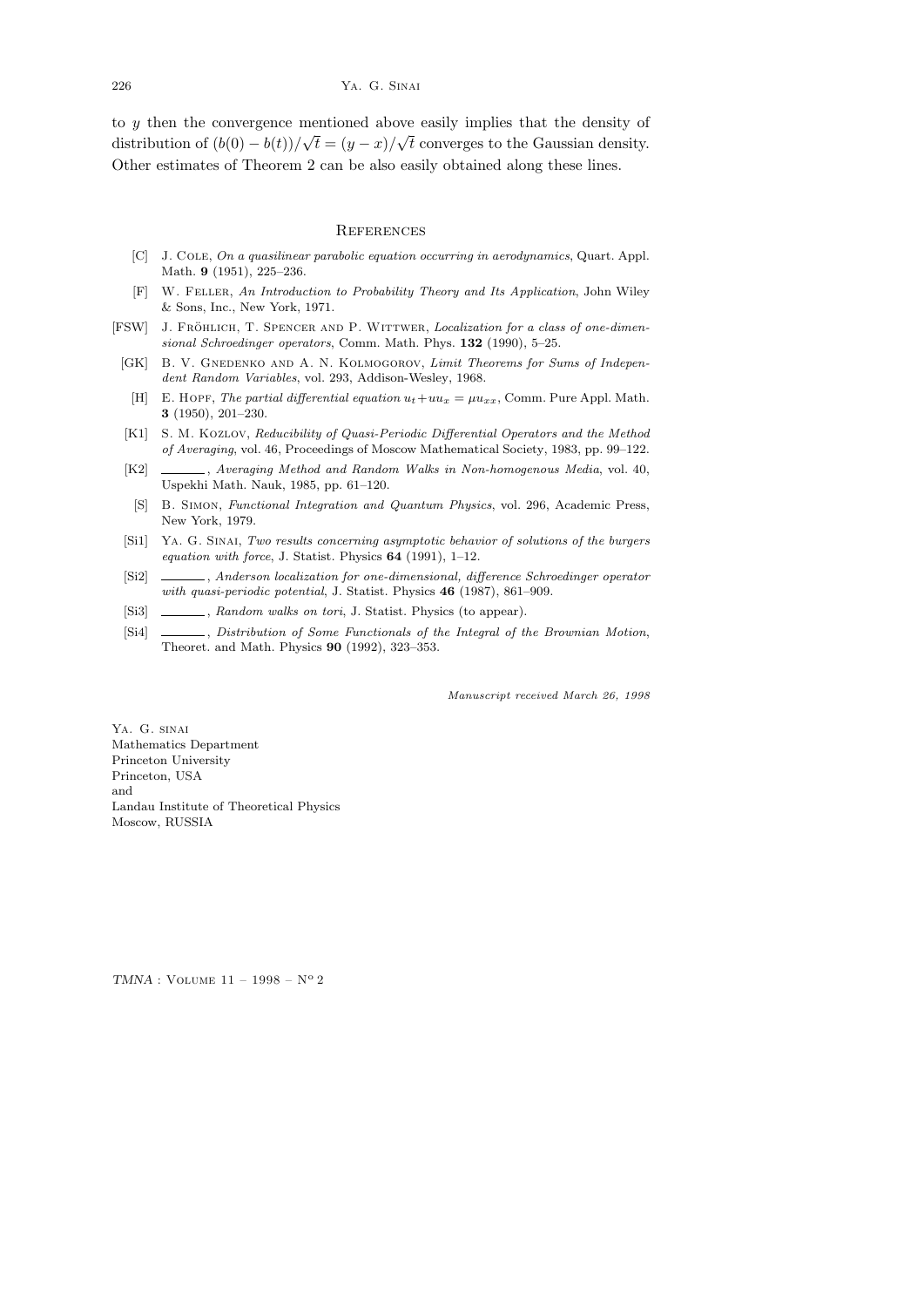to $y$ then the convergence mentioned above easily implies that the density of distribution of $(b(0) - b(t))/\sqrt{t} = (y - x)/\sqrt{t}$ converges to the Gaussian density. Other estimates of Theorem 2 can be also easily obtained along these lines.

## References

[C] J. Cole, *On a quasilinear parabolic equation occurring in aerodynamics*, Quart. Appl. Math. **9** (1951), 225–236.

[F] W. Feller, *An Introduction to Probability Theory and Its Application*, John Wiley & Sons, Inc., New York, 1971.

[FSW] J. Fröhlich, T. Spencer and P. Wittwer, *Localization for a class of one-dimensional Schroedinger operators*, Comm. Math. Phys. **132** (1990), 5–25.

[GK] B. V. Gnedenko and A. N. Kolmogorov, *Limit Theorems for Sums of Independent Random Variables*, vol. 293, Addison-Wesley, 1968.

[H] E. Hopf, *The partial differential equation $u_t + uu_x = \mu u_{xx}$*, Comm. Pure Appl. Math. **3** (1950), 201–230.

[K1] S. M. Kozlov, *Reducibility of Quasi-Periodic Differential Operators and the Method of Averaging*, vol. 46, Proceedings of Moscow Mathematical Society, 1983, pp. 99–122.

[K2] ______, *Averaging Method and Random Walks in Non-homogenous Media*, vol. 40, Uspekhi Math. Nauk, 1985, pp. 61–120.

[S] B. Simon, *Functional Integration and Quantum Physics*, vol. 296, Academic Press, New York, 1979.

[Si1] Ya. G. Sinai, *Two results concerning asymptotic behavior of solutions of the burgers equation with force*, J. Statist. Physics **64** (1991), 1–12.

[Si2] ______, *Anderson localization for one-dimensional, difference Schroedinger operator with quasi-periodic potential*, J. Statist. Physics **46** (1987), 861–909.

[Si3] ______, *Random walks on tori*, J. Statist. Physics (to appear).

[Si4] ______, *Distribution of Some Functionals of the Integral of the Brownian Motion*, Theoret. and Math. Physics **90** (1992), 323–353.

*Manuscript received March 26, 1998*

Ya. G. Sinai
Mathematics Department
Princeton University
Princeton, USA
and
Landau Institute of Theoretical Physics
Moscow, RUSSIA